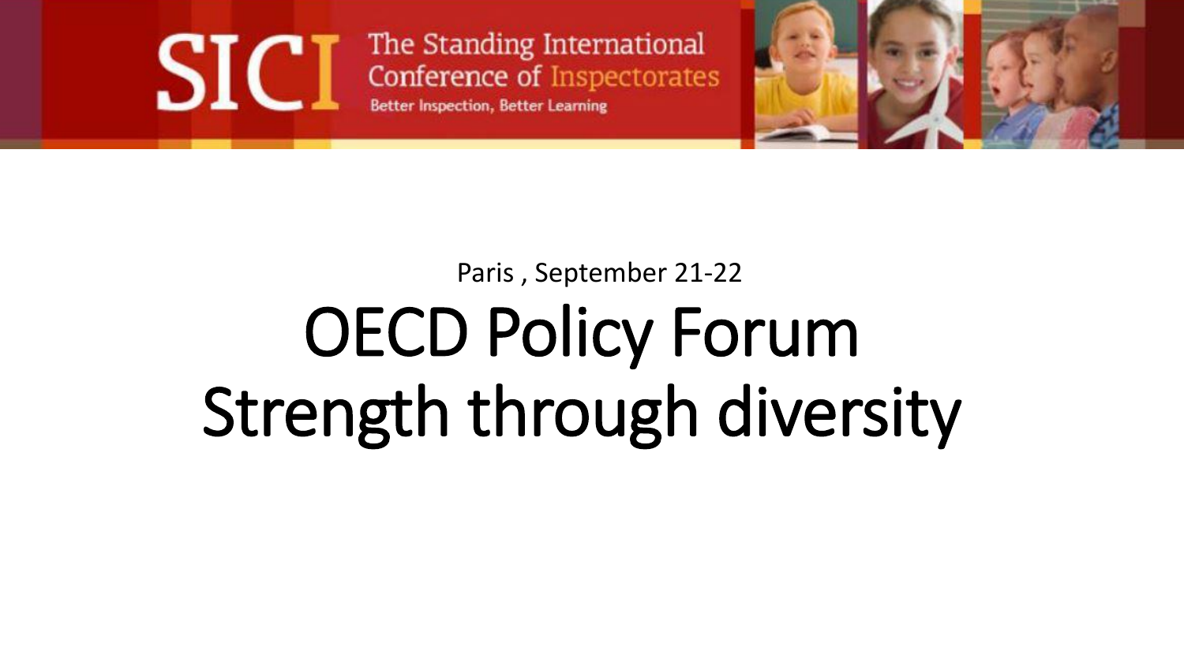SICI The Standing International Conference of Inspectorates

Better Inspection, Better Learning

Paris , September 21-22

# OECD Policy Forum
# Strength through diversity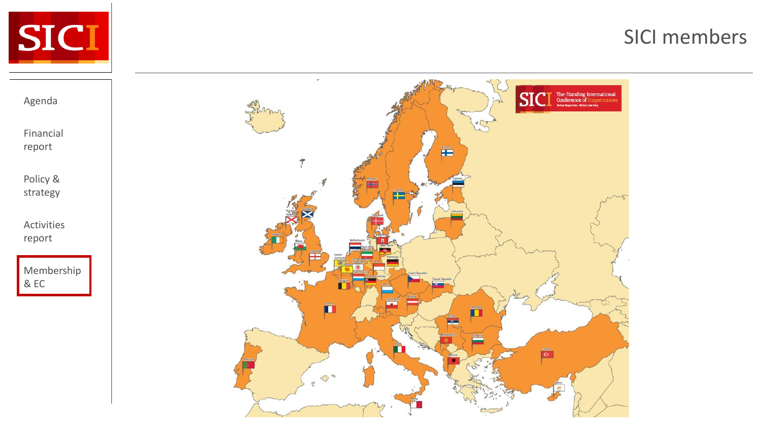# SICI members

- Agenda
- Financial report
- Policy & strategy
- Activities report
- **Membership & EC**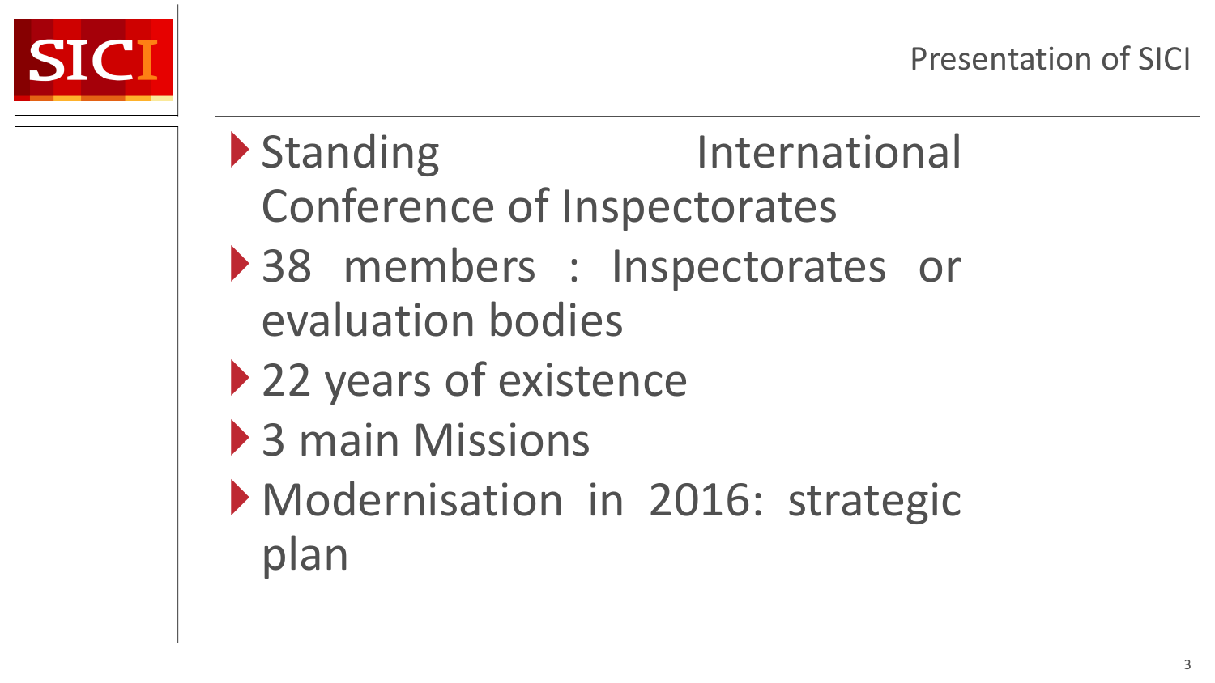## Presentation of SICI

- Standing International Conference of Inspectorates
- 38 members : Inspectorates or evaluation bodies
- 22 years of existence
- 3 main Missions
- Modernisation in 2016: strategic plan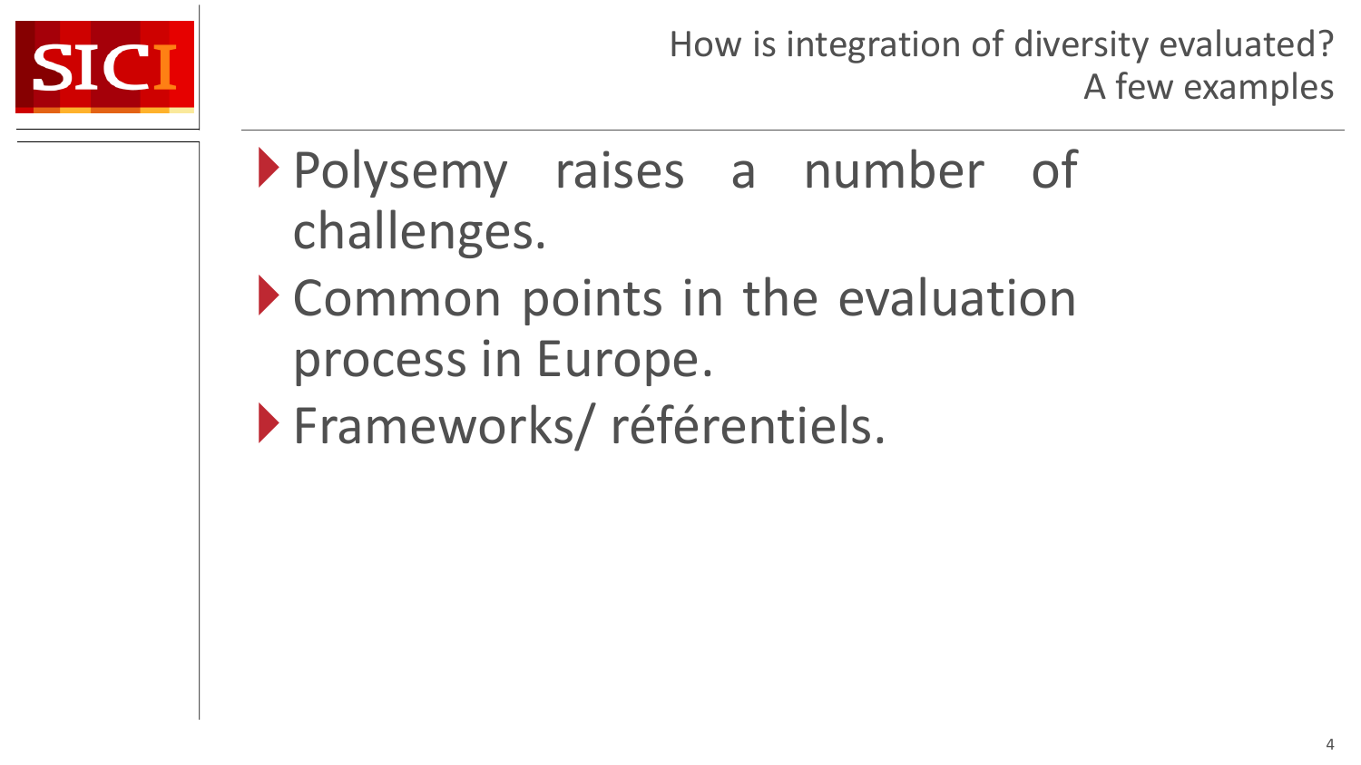## How is integration of diversity evaluated? A few examples

- Polysemy raises a number of challenges.
- Common points in the evaluation process in Europe.
- Frameworks/ référentiels.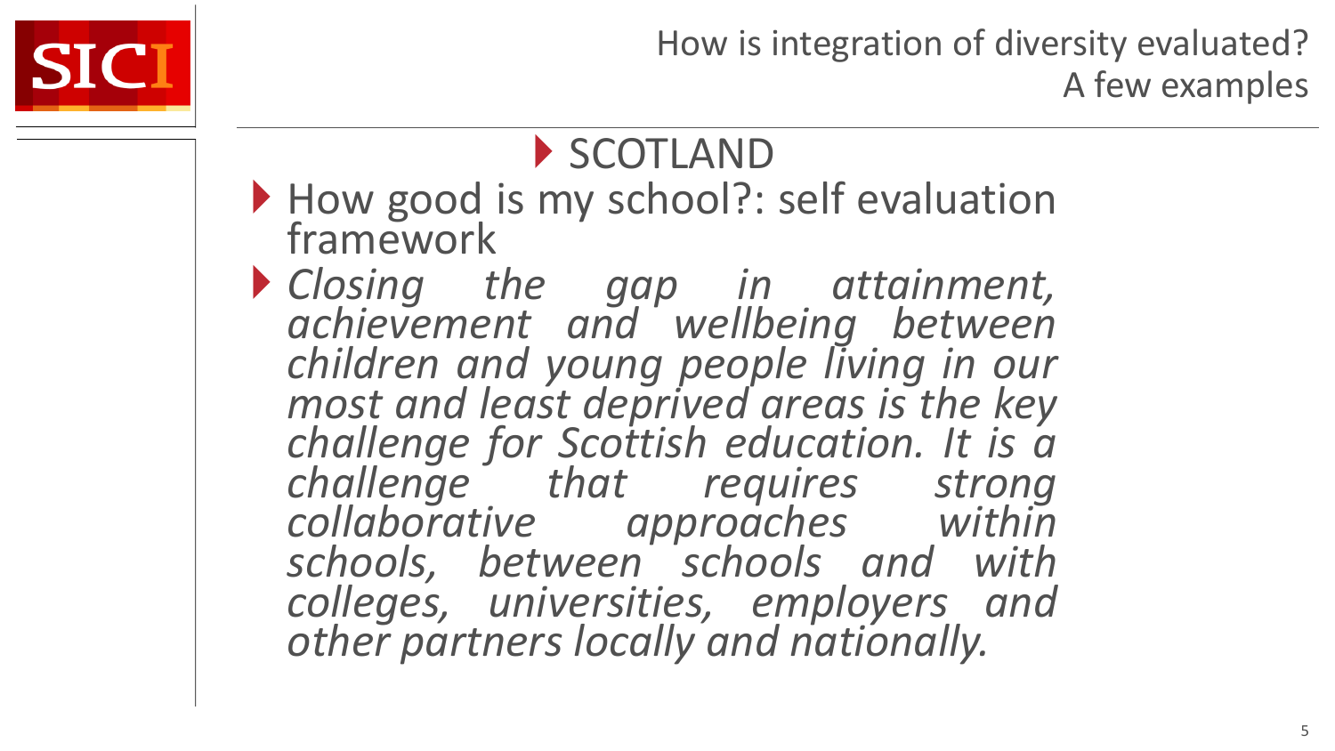# How is integration of diversity evaluated? A few examples

## SCOTLAND

- How good is my school?: self evaluation framework
- *Closing the gap in attainment, achievement and wellbeing between children and young people living in our most and least deprived areas is the key challenge for Scottish education. It is a challenge that requires strong collaborative approaches within schools, between schools and with colleges, universities, employers and other partners locally and nationally.*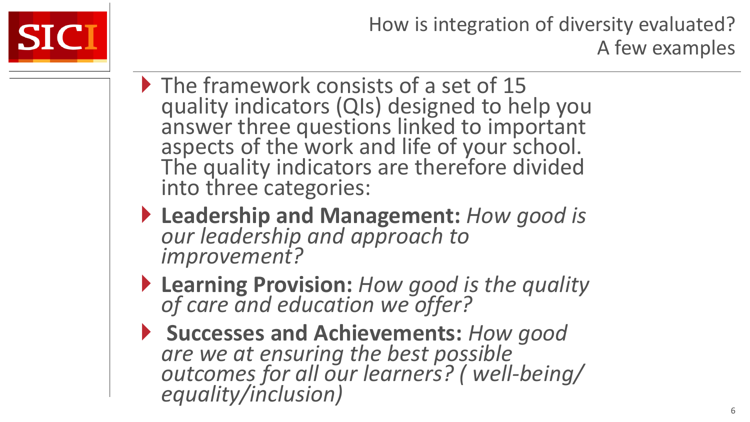## How is integration of diversity evaluated? A few examples

- The framework consists of a set of 15 quality indicators (QIs) designed to help you answer three questions linked to important aspects of the work and life of your school. The quality indicators are therefore divided into three categories:
- **Leadership and Management:** *How good is our leadership and approach to improvement?*
- **Learning Provision:** *How good is the quality of care and education we offer?*
- **Successes and Achievements:** *How good are we at ensuring the best possible outcomes for all our learners? ( well-being/ equality/inclusion)*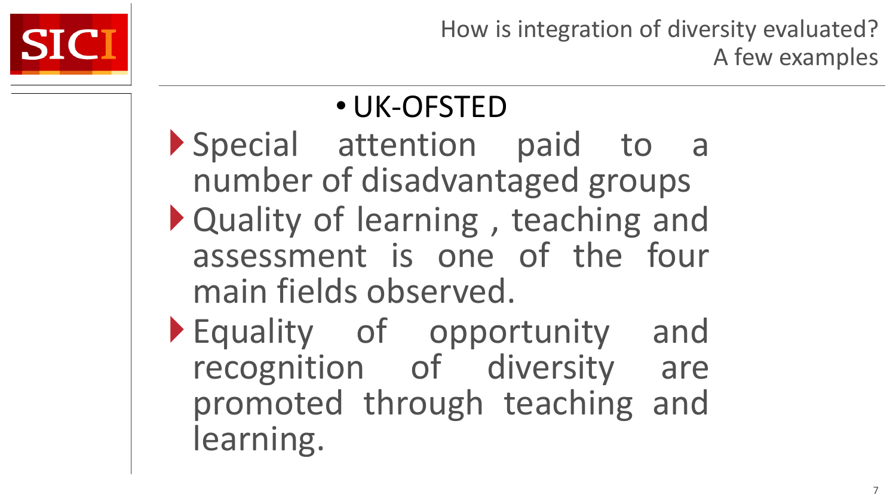# How is integration of diversity evaluated? A few examples

- UK-OFSTED
  - Special attention paid to a number of disadvantaged groups
  - Quality of learning , teaching and assessment is one of the four main fields observed.
  - Equality of opportunity and recognition of diversity are promoted through teaching and learning.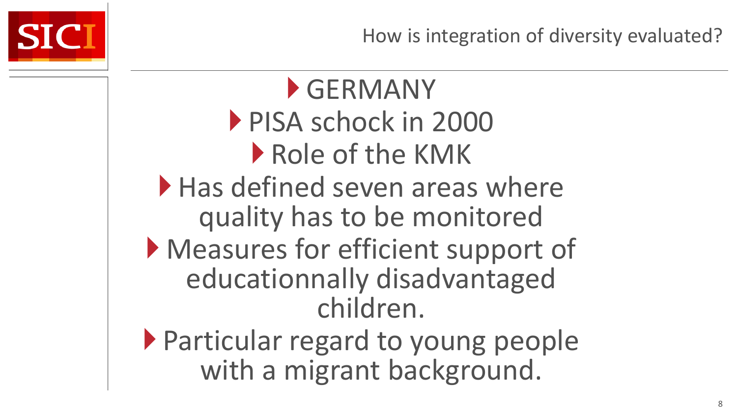# How is integration of diversity evaluated?

- GERMANY
- PISA schock in 2000
- Role of the KMK
- Has defined seven areas where quality has to be monitored
- Measures for efficient support of educationnally disadvantaged children.
- Particular regard to young people with a migrant background.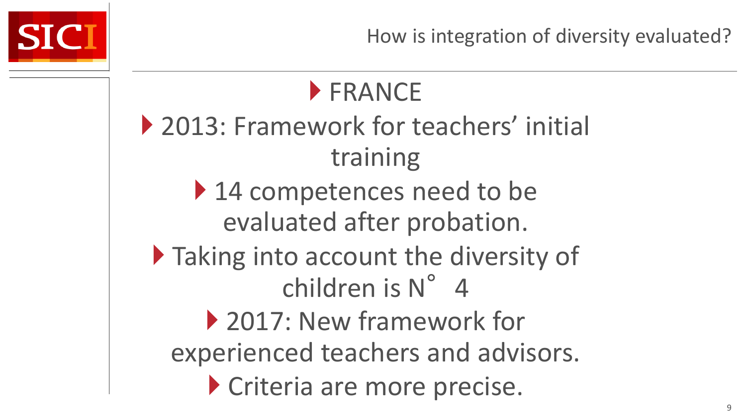# How is integration of diversity evaluated?

- FRANCE
- 2013: Framework for teachers' initial training
  - 14 competences need to be evaluated after probation.
  - Taking into account the diversity of children is N° 4
- 2017: New framework for experienced teachers and advisors.
  - Criteria are more precise.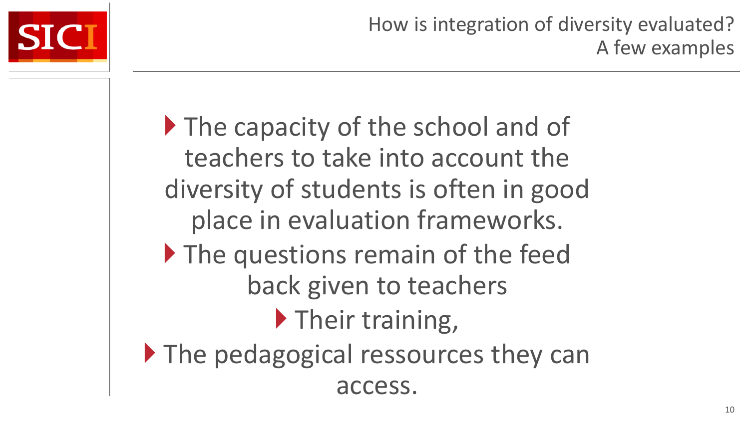# How is integration of diversity evaluated? A few examples

- The capacity of the school and of teachers to take into account the diversity of students is often in good place in evaluation frameworks.
- The questions remain of the feed back given to teachers
- Their training,
- The pedagogical ressources they can access.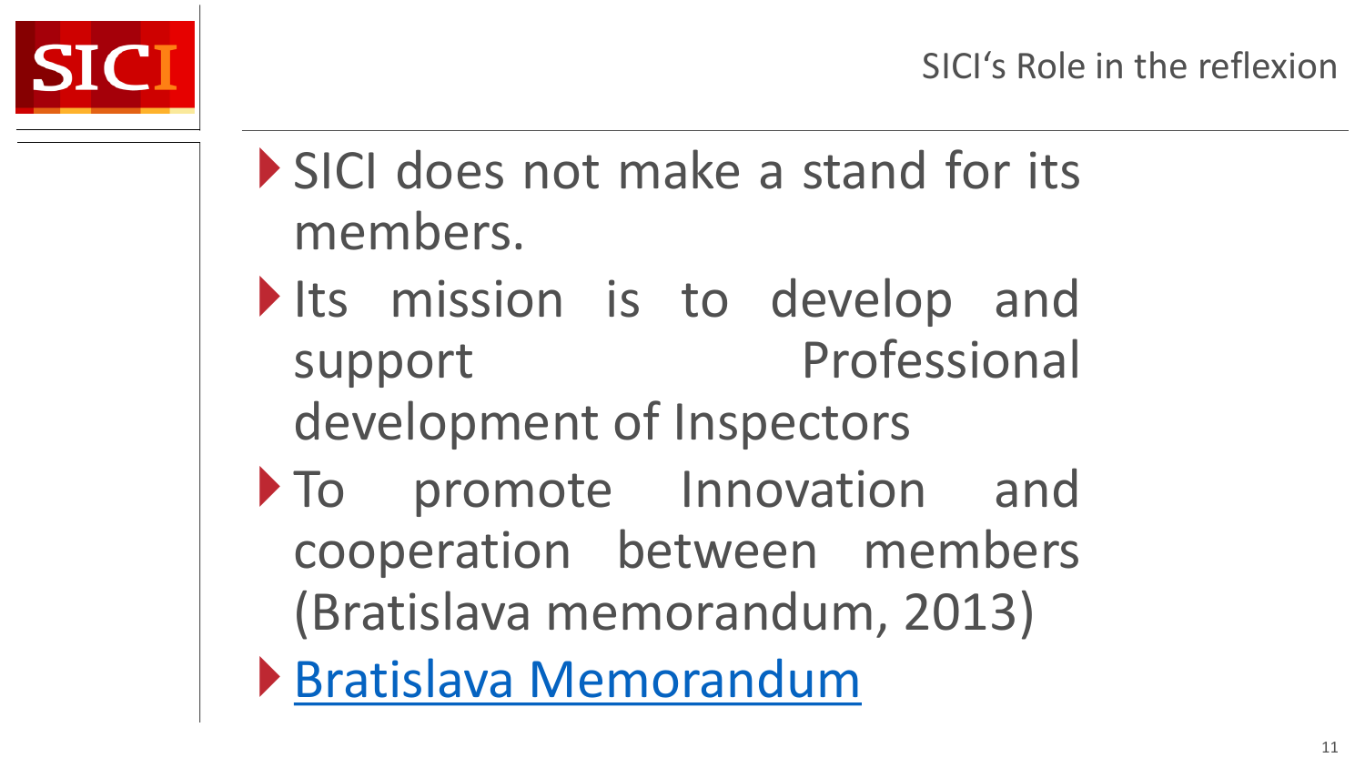## SICI's Role in the reflexion

- SICI does not make a stand for its members.
- Its mission is to develop and support Professional development of Inspectors
- To promote Innovation and cooperation between members (Bratislava memorandum, 2013)
- Bratislava Memorandum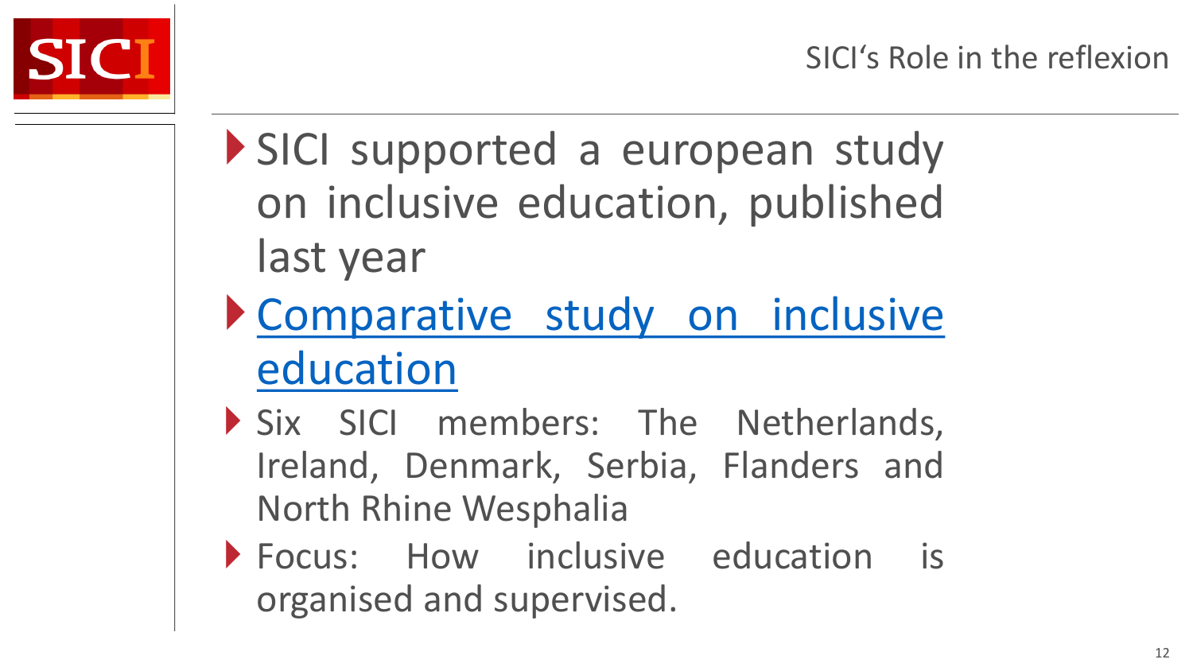## SICI's Role in the reflexion

- SICI supported a european study on inclusive education, published last year
- Comparative study on inclusive education
- Six SICI members: The Netherlands, Ireland, Denmark, Serbia, Flanders and North Rhine Wesphalia
- Focus: How inclusive education is organised and supervised.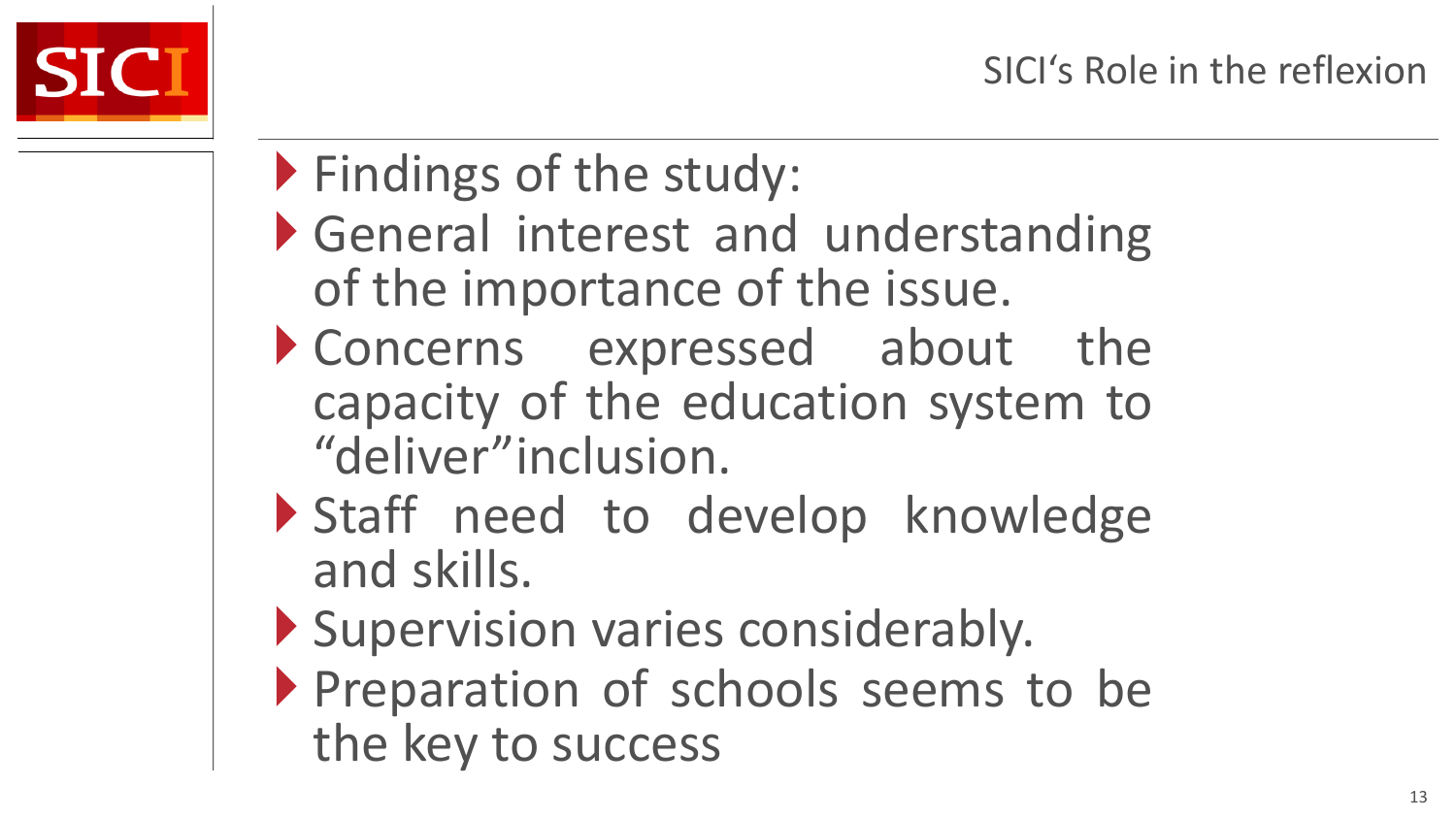SICI

# SICI's Role in the reflexion

- Findings of the study:
- General interest and understanding of the importance of the issue.
- Concerns expressed about the capacity of the education system to "deliver" inclusion.
- Staff need to develop knowledge and skills.
- Supervision varies considerably.
- Preparation of schools seems to be the key to success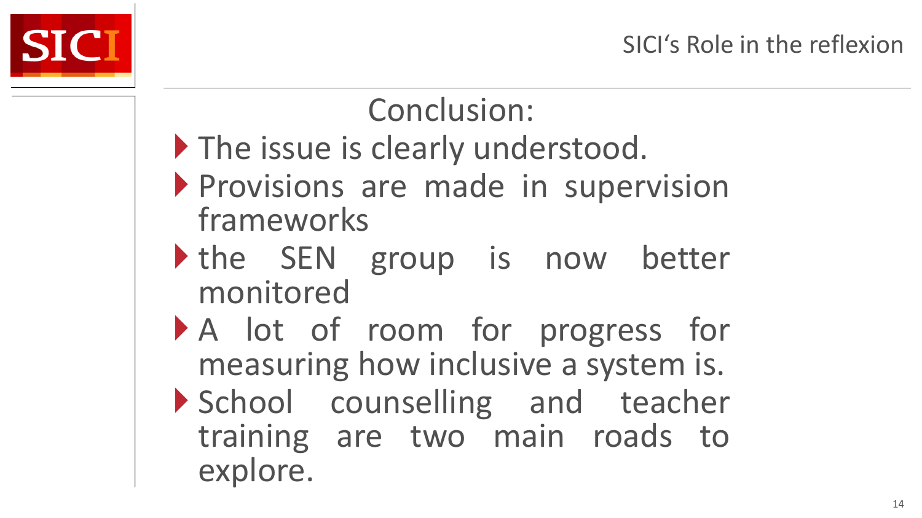## Conclusion:

- The issue is clearly understood.
- Provisions are made in supervision frameworks
- the SEN group is now better monitored
- A lot of room for progress for measuring how inclusive a system is.
- School counselling and teacher training are two main roads to explore.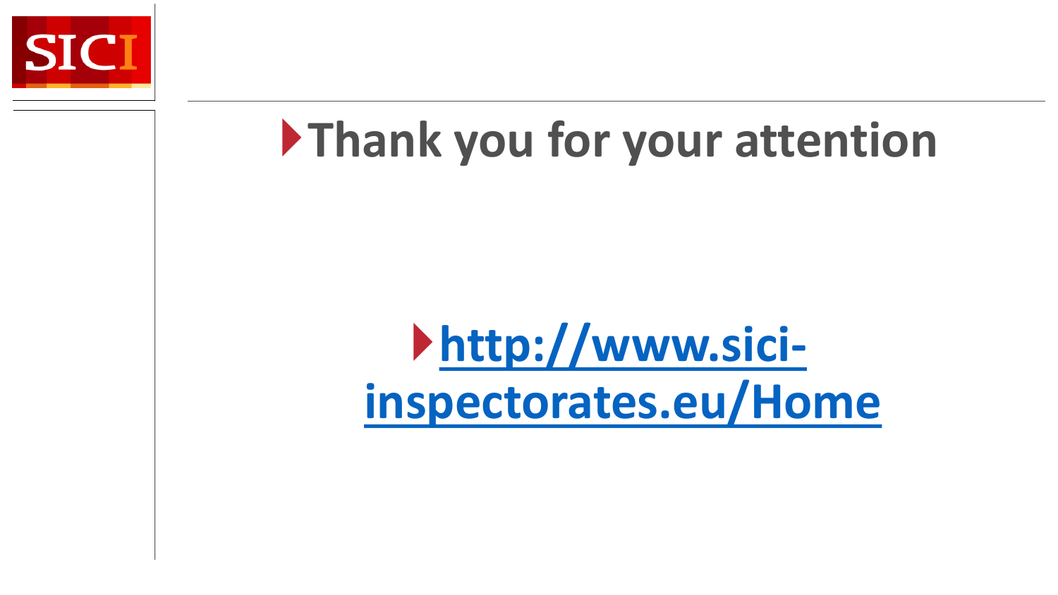SICI

# Thank you for your attention

[http://www.sici-inspectorates.eu/Home](http://www.sici-inspectorates.eu/Home)